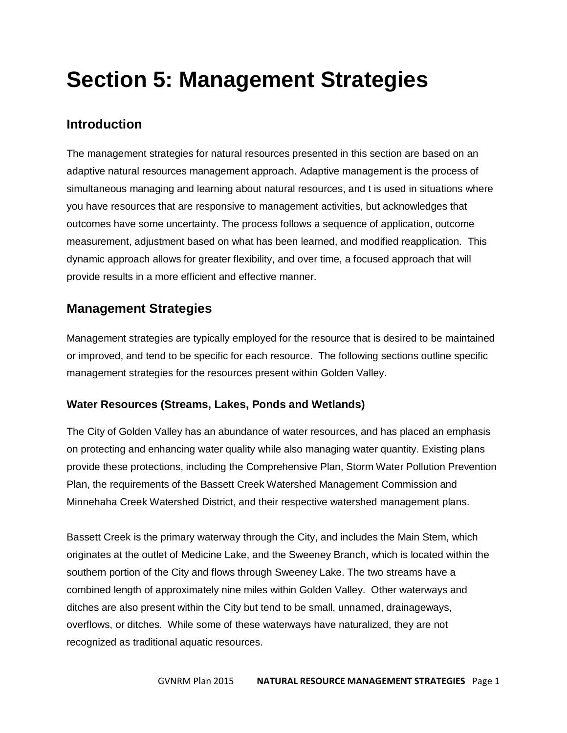# Section 5: Management Strategies

## Introduction

The management strategies for natural resources presented in this section are based on an adaptive natural resources management approach. Adaptive management is the process of simultaneous managing and learning about natural resources, and t is used in situations where you have resources that are responsive to management activities, but acknowledges that outcomes have some uncertainty. The process follows a sequence of application, outcome measurement, adjustment based on what has been learned, and modified reapplication. This dynamic approach allows for greater flexibility, and over time, a focused approach that will provide results in a more efficient and effective manner.

## Management Strategies

Management strategies are typically employed for the resource that is desired to be maintained or improved, and tend to be specific for each resource. The following sections outline specific management strategies for the resources present within Golden Valley.

### Water Resources (Streams, Lakes, Ponds and Wetlands)

The City of Golden Valley has an abundance of water resources, and has placed an emphasis on protecting and enhancing water quality while also managing water quantity. Existing plans provide these protections, including the Comprehensive Plan, Storm Water Pollution Prevention Plan, the requirements of the Bassett Creek Watershed Management Commission and Minnehaha Creek Watershed District, and their respective watershed management plans.

Bassett Creek is the primary waterway through the City, and includes the Main Stem, which originates at the outlet of Medicine Lake, and the Sweeney Branch, which is located within the southern portion of the City and flows through Sweeney Lake. The two streams have a combined length of approximately nine miles within Golden Valley. Other waterways and ditches are also present within the City but tend to be small, unnamed, drainageways, overflows, or ditches. While some of these waterways have naturalized, they are not recognized as traditional aquatic resources.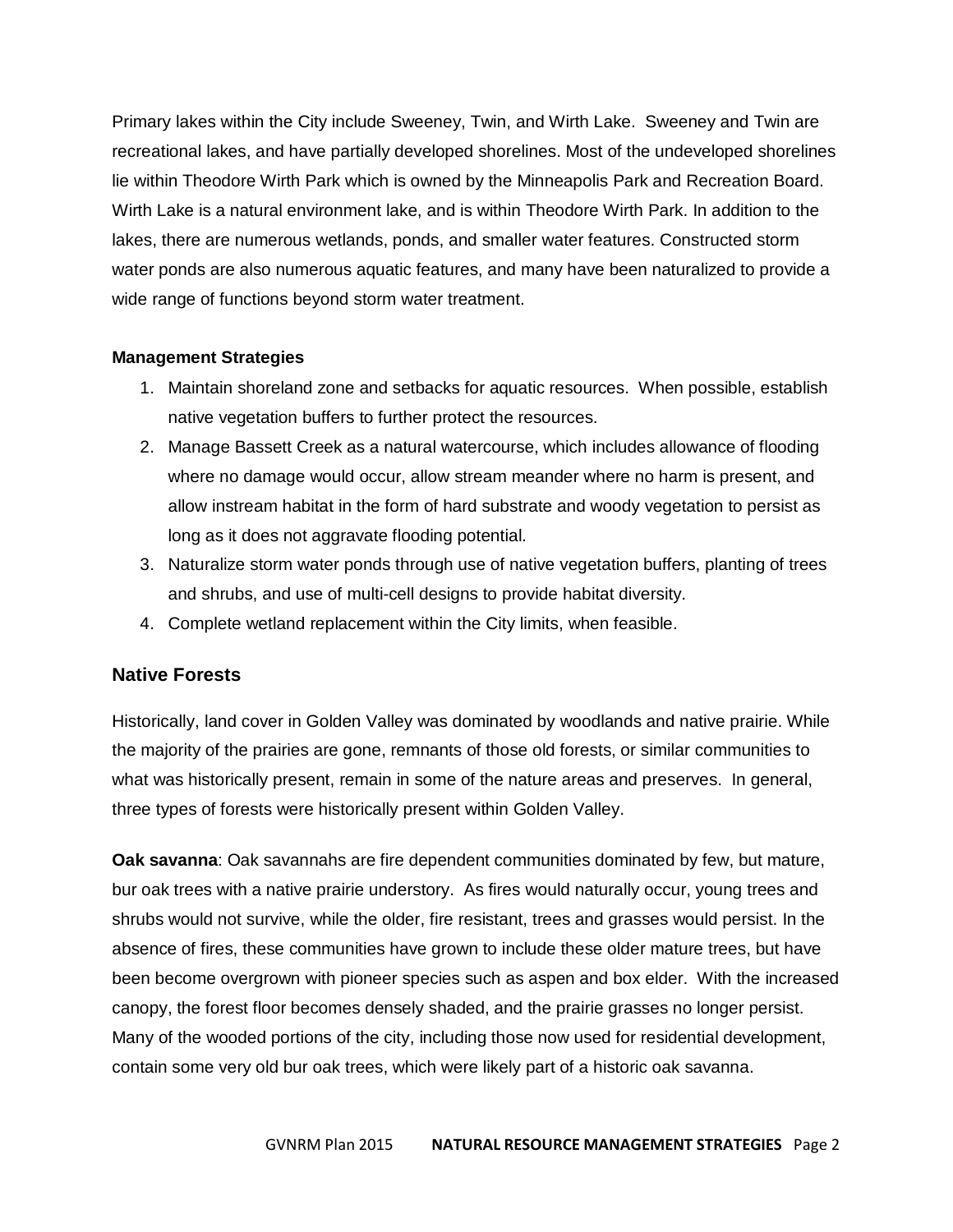Primary lakes within the City include Sweeney, Twin, and Wirth Lake. Sweeney and Twin are recreational lakes, and have partially developed shorelines. Most of the undeveloped shorelines lie within Theodore Wirth Park which is owned by the Minneapolis Park and Recreation Board. Wirth Lake is a natural environment lake, and is within Theodore Wirth Park. In addition to the lakes, there are numerous wetlands, ponds, and smaller water features. Constructed storm water ponds are also numerous aquatic features, and many have been naturalized to provide a wide range of functions beyond storm water treatment.

**Management Strategies**

1. Maintain shoreland zone and setbacks for aquatic resources. When possible, establish native vegetation buffers to further protect the resources.
2. Manage Bassett Creek as a natural watercourse, which includes allowance of flooding where no damage would occur, allow stream meander where no harm is present, and allow instream habitat in the form of hard substrate and woody vegetation to persist as long as it does not aggravate flooding potential.
3. Naturalize storm water ponds through use of native vegetation buffers, planting of trees and shrubs, and use of multi-cell designs to provide habitat diversity.
4. Complete wetland replacement within the City limits, when feasible.

## Native Forests

Historically, land cover in Golden Valley was dominated by woodlands and native prairie. While the majority of the prairies are gone, remnants of those old forests, or similar communities to what was historically present, remain in some of the nature areas and preserves. In general, three types of forests were historically present within Golden Valley.

**Oak savanna**: Oak savannahs are fire dependent communities dominated by few, but mature, bur oak trees with a native prairie understory. As fires would naturally occur, young trees and shrubs would not survive, while the older, fire resistant, trees and grasses would persist. In the absence of fires, these communities have grown to include these older mature trees, but have been become overgrown with pioneer species such as aspen and box elder. With the increased canopy, the forest floor becomes densely shaded, and the prairie grasses no longer persist. Many of the wooded portions of the city, including those now used for residential development, contain some very old bur oak trees, which were likely part of a historic oak savanna.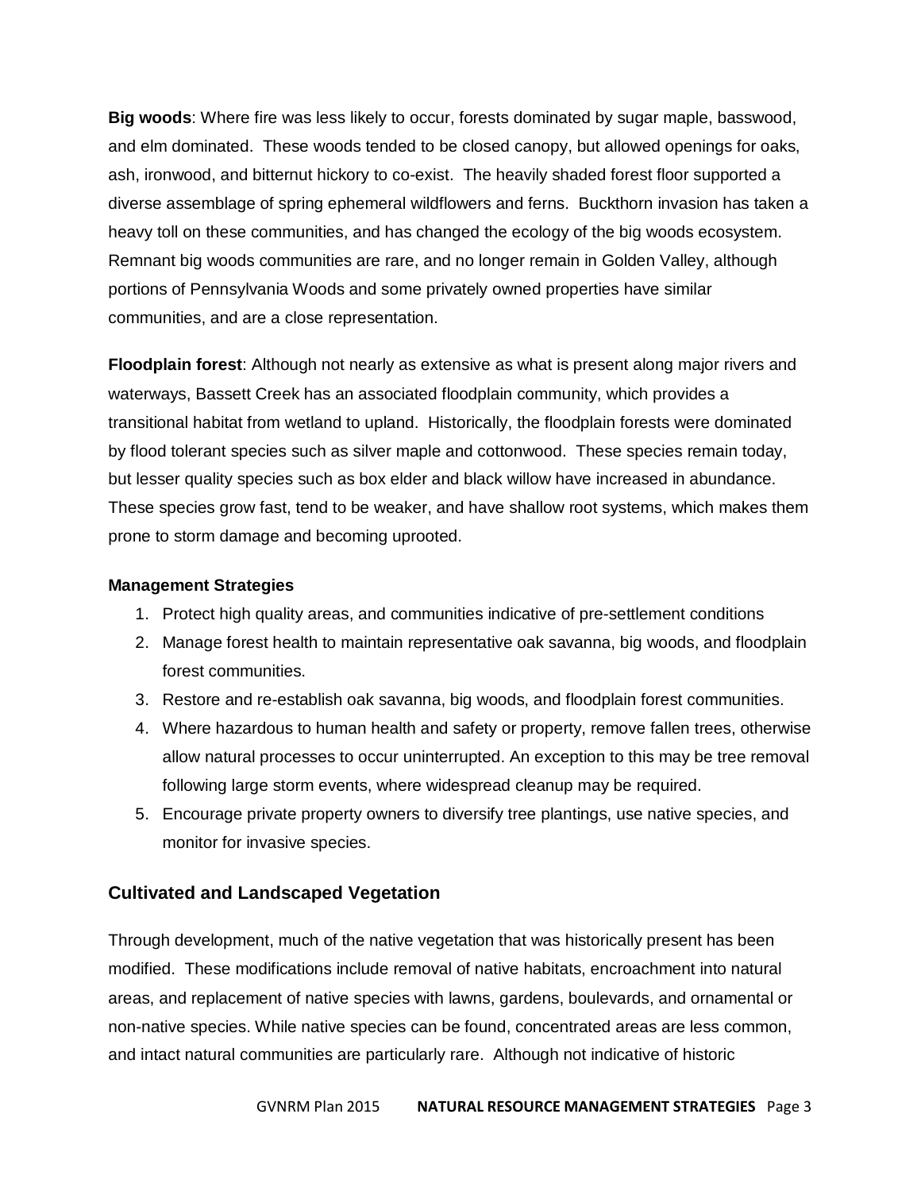**Big woods**: Where fire was less likely to occur, forests dominated by sugar maple, basswood, and elm dominated. These woods tended to be closed canopy, but allowed openings for oaks, ash, ironwood, and bitternut hickory to co-exist. The heavily shaded forest floor supported a diverse assemblage of spring ephemeral wildflowers and ferns. Buckthorn invasion has taken a heavy toll on these communities, and has changed the ecology of the big woods ecosystem. Remnant big woods communities are rare, and no longer remain in Golden Valley, although portions of Pennsylvania Woods and some privately owned properties have similar communities, and are a close representation.

**Floodplain forest**: Although not nearly as extensive as what is present along major rivers and waterways, Bassett Creek has an associated floodplain community, which provides a transitional habitat from wetland to upland. Historically, the floodplain forests were dominated by flood tolerant species such as silver maple and cottonwood. These species remain today, but lesser quality species such as box elder and black willow have increased in abundance. These species grow fast, tend to be weaker, and have shallow root systems, which makes them prone to storm damage and becoming uprooted.

#### Management Strategies

1. Protect high quality areas, and communities indicative of pre-settlement conditions
2. Manage forest health to maintain representative oak savanna, big woods, and floodplain forest communities.
3. Restore and re-establish oak savanna, big woods, and floodplain forest communities.
4. Where hazardous to human health and safety or property, remove fallen trees, otherwise allow natural processes to occur uninterrupted. An exception to this may be tree removal following large storm events, where widespread cleanup may be required.
5. Encourage private property owners to diversify tree plantings, use native species, and monitor for invasive species.

### Cultivated and Landscaped Vegetation

Through development, much of the native vegetation that was historically present has been modified. These modifications include removal of native habitats, encroachment into natural areas, and replacement of native species with lawns, gardens, boulevards, and ornamental or non-native species. While native species can be found, concentrated areas are less common, and intact natural communities are particularly rare. Although not indicative of historic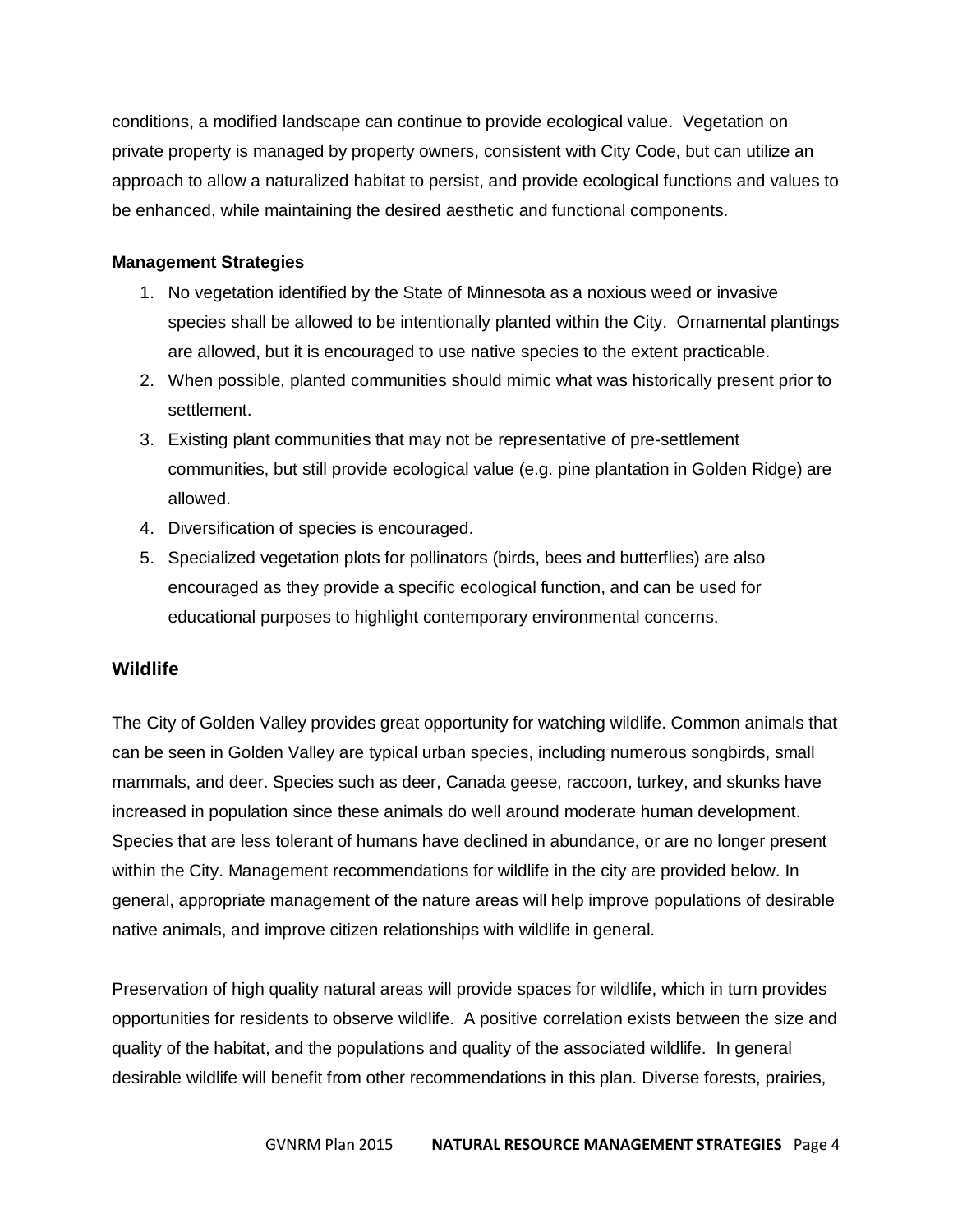conditions, a modified landscape can continue to provide ecological value. Vegetation on private property is managed by property owners, consistent with City Code, but can utilize an approach to allow a naturalized habitat to persist, and provide ecological functions and values to be enhanced, while maintaining the desired aesthetic and functional components.

**Management Strategies**

1. No vegetation identified by the State of Minnesota as a noxious weed or invasive species shall be allowed to be intentionally planted within the City. Ornamental plantings are allowed, but it is encouraged to use native species to the extent practicable.
2. When possible, planted communities should mimic what was historically present prior to settlement.
3. Existing plant communities that may not be representative of pre-settlement communities, but still provide ecological value (e.g. pine plantation in Golden Ridge) are allowed.
4. Diversification of species is encouraged.
5. Specialized vegetation plots for pollinators (birds, bees and butterflies) are also encouraged as they provide a specific ecological function, and can be used for educational purposes to highlight contemporary environmental concerns.

## Wildlife

The City of Golden Valley provides great opportunity for watching wildlife. Common animals that can be seen in Golden Valley are typical urban species, including numerous songbirds, small mammals, and deer. Species such as deer, Canada geese, raccoon, turkey, and skunks have increased in population since these animals do well around moderate human development. Species that are less tolerant of humans have declined in abundance, or are no longer present within the City. Management recommendations for wildlife in the city are provided below. In general, appropriate management of the nature areas will help improve populations of desirable native animals, and improve citizen relationships with wildlife in general.

Preservation of high quality natural areas will provide spaces for wildlife, which in turn provides opportunities for residents to observe wildlife. A positive correlation exists between the size and quality of the habitat, and the populations and quality of the associated wildlife. In general desirable wildlife will benefit from other recommendations in this plan. Diverse forests, prairies,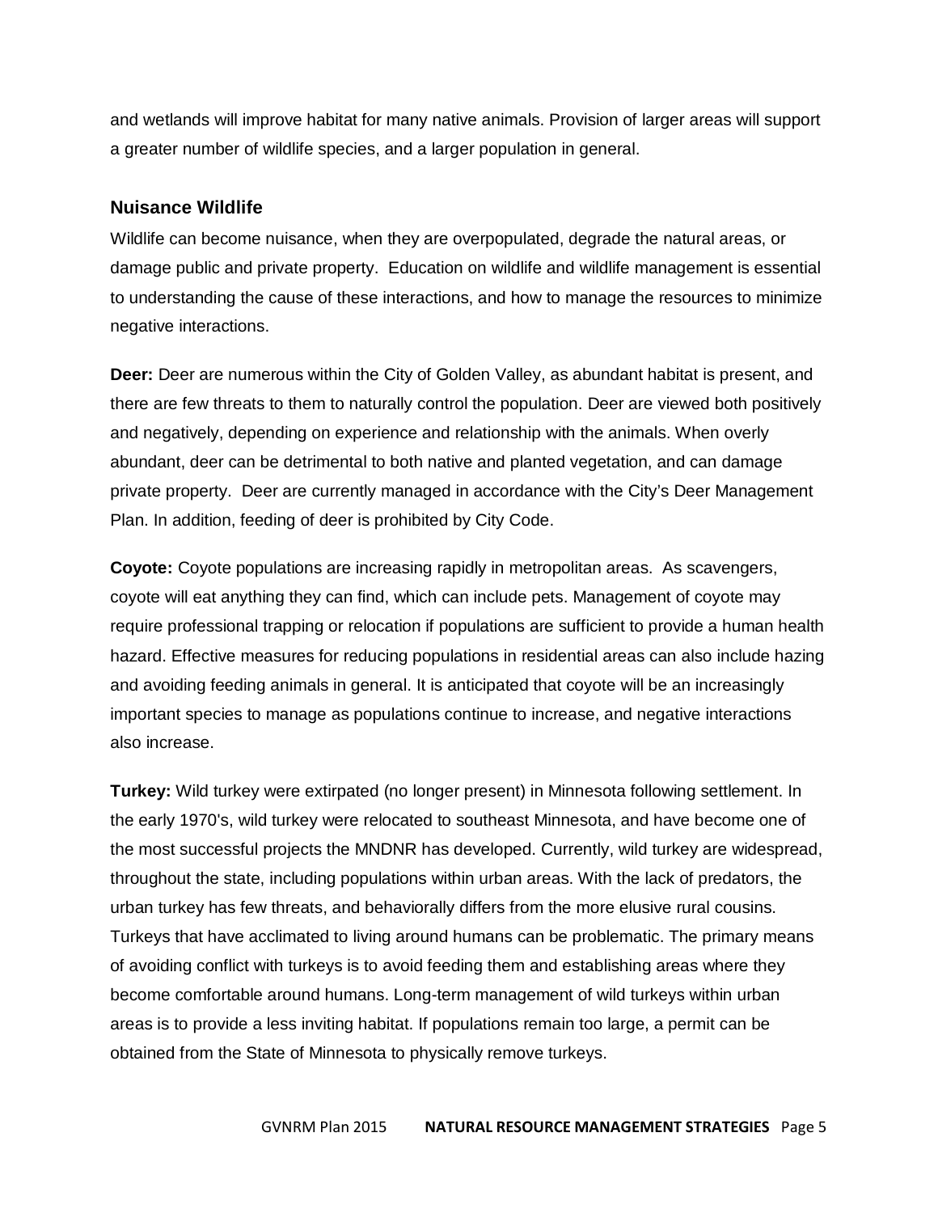and wetlands will improve habitat for many native animals. Provision of larger areas will support a greater number of wildlife species, and a larger population in general.

### Nuisance Wildlife

Wildlife can become nuisance, when they are overpopulated, degrade the natural areas, or damage public and private property. Education on wildlife and wildlife management is essential to understanding the cause of these interactions, and how to manage the resources to minimize negative interactions.

**Deer:** Deer are numerous within the City of Golden Valley, as abundant habitat is present, and there are few threats to them to naturally control the population. Deer are viewed both positively and negatively, depending on experience and relationship with the animals. When overly abundant, deer can be detrimental to both native and planted vegetation, and can damage private property. Deer are currently managed in accordance with the City's Deer Management Plan. In addition, feeding of deer is prohibited by City Code.

**Coyote:** Coyote populations are increasing rapidly in metropolitan areas. As scavengers, coyote will eat anything they can find, which can include pets. Management of coyote may require professional trapping or relocation if populations are sufficient to provide a human health hazard. Effective measures for reducing populations in residential areas can also include hazing and avoiding feeding animals in general. It is anticipated that coyote will be an increasingly important species to manage as populations continue to increase, and negative interactions also increase.

**Turkey:** Wild turkey were extirpated (no longer present) in Minnesota following settlement. In the early 1970's, wild turkey were relocated to southeast Minnesota, and have become one of the most successful projects the MNDNR has developed. Currently, wild turkey are widespread, throughout the state, including populations within urban areas. With the lack of predators, the urban turkey has few threats, and behaviorally differs from the more elusive rural cousins. Turkeys that have acclimated to living around humans can be problematic. The primary means of avoiding conflict with turkeys is to avoid feeding them and establishing areas where they become comfortable around humans. Long-term management of wild turkeys within urban areas is to provide a less inviting habitat. If populations remain too large, a permit can be obtained from the State of Minnesota to physically remove turkeys.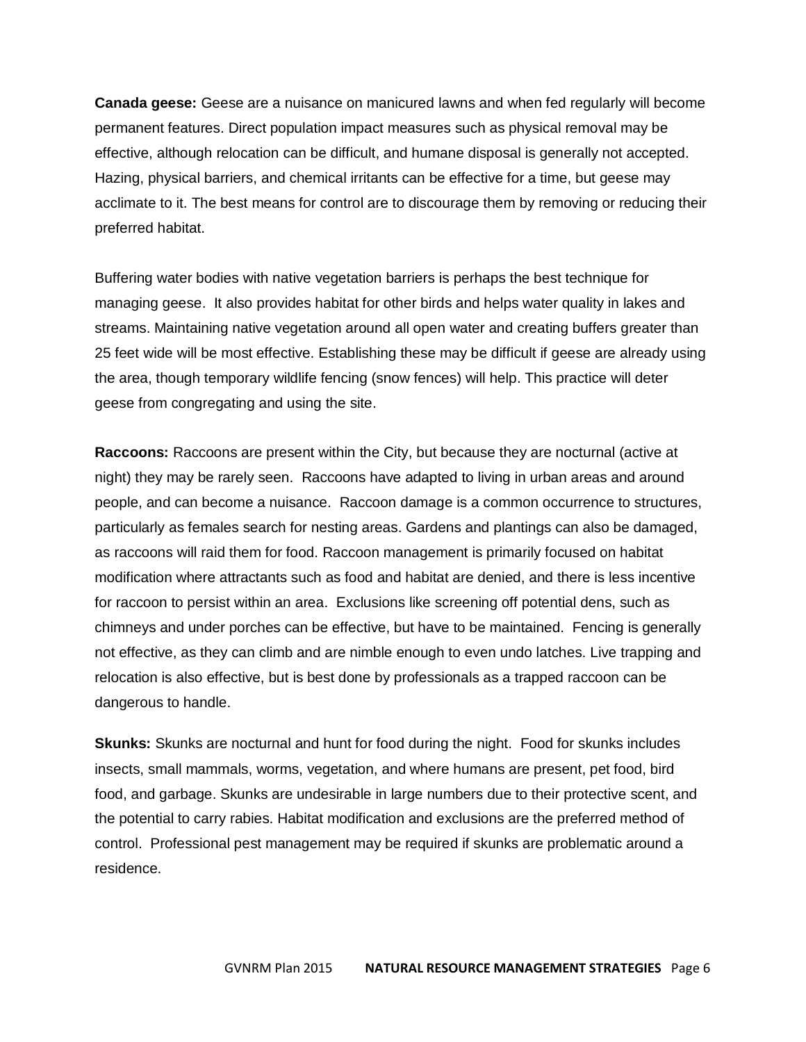**Canada geese:** Geese are a nuisance on manicured lawns and when fed regularly will become permanent features. Direct population impact measures such as physical removal may be effective, although relocation can be difficult, and humane disposal is generally not accepted. Hazing, physical barriers, and chemical irritants can be effective for a time, but geese may acclimate to it. The best means for control are to discourage them by removing or reducing their preferred habitat.

Buffering water bodies with native vegetation barriers is perhaps the best technique for managing geese. It also provides habitat for other birds and helps water quality in lakes and streams. Maintaining native vegetation around all open water and creating buffers greater than 25 feet wide will be most effective. Establishing these may be difficult if geese are already using the area, though temporary wildlife fencing (snow fences) will help. This practice will deter geese from congregating and using the site.

**Raccoons:** Raccoons are present within the City, but because they are nocturnal (active at night) they may be rarely seen. Raccoons have adapted to living in urban areas and around people, and can become a nuisance. Raccoon damage is a common occurrence to structures, particularly as females search for nesting areas. Gardens and plantings can also be damaged, as raccoons will raid them for food. Raccoon management is primarily focused on habitat modification where attractants such as food and habitat are denied, and there is less incentive for raccoon to persist within an area. Exclusions like screening off potential dens, such as chimneys and under porches can be effective, but have to be maintained. Fencing is generally not effective, as they can climb and are nimble enough to even undo latches. Live trapping and relocation is also effective, but is best done by professionals as a trapped raccoon can be dangerous to handle.

**Skunks:** Skunks are nocturnal and hunt for food during the night. Food for skunks includes insects, small mammals, worms, vegetation, and where humans are present, pet food, bird food, and garbage. Skunks are undesirable in large numbers due to their protective scent, and the potential to carry rabies. Habitat modification and exclusions are the preferred method of control. Professional pest management may be required if skunks are problematic around a residence.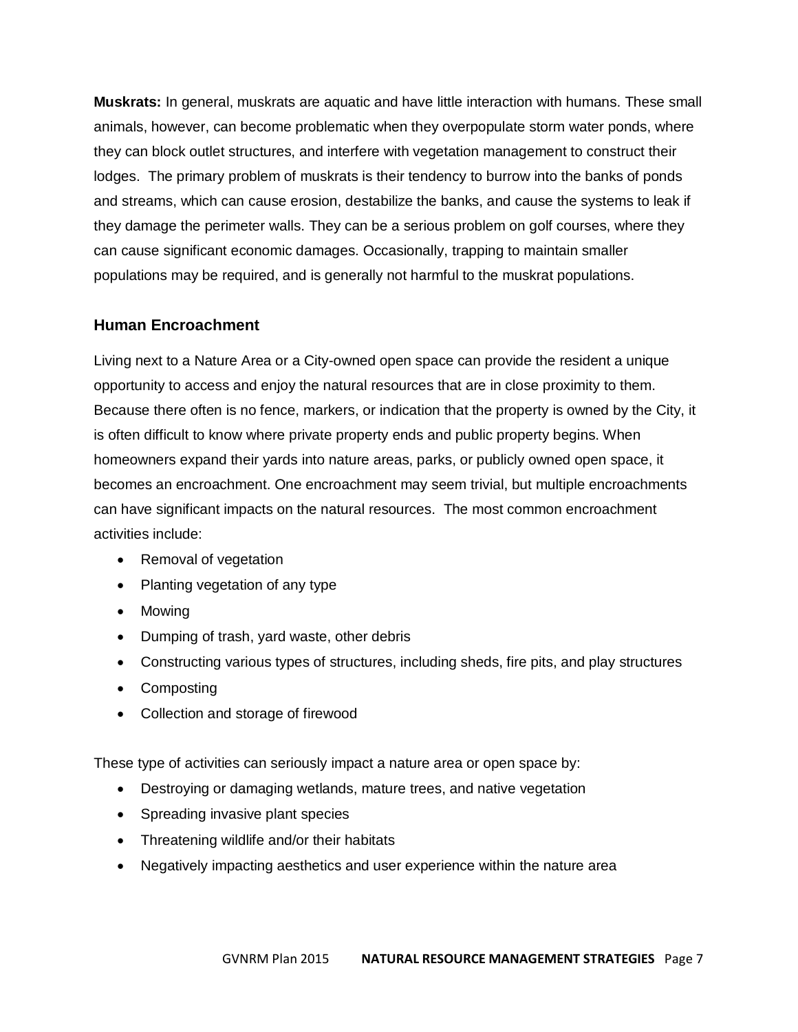**Muskrats:** In general, muskrats are aquatic and have little interaction with humans. These small animals, however, can become problematic when they overpopulate storm water ponds, where they can block outlet structures, and interfere with vegetation management to construct their lodges. The primary problem of muskrats is their tendency to burrow into the banks of ponds and streams, which can cause erosion, destabilize the banks, and cause the systems to leak if they damage the perimeter walls. They can be a serious problem on golf courses, where they can cause significant economic damages. Occasionally, trapping to maintain smaller populations may be required, and is generally not harmful to the muskrat populations.

### Human Encroachment

Living next to a Nature Area or a City-owned open space can provide the resident a unique opportunity to access and enjoy the natural resources that are in close proximity to them. Because there often is no fence, markers, or indication that the property is owned by the City, it is often difficult to know where private property ends and public property begins. When homeowners expand their yards into nature areas, parks, or publicly owned open space, it becomes an encroachment. One encroachment may seem trivial, but multiple encroachments can have significant impacts on the natural resources. The most common encroachment activities include:

- Removal of vegetation
- Planting vegetation of any type
- Mowing
- Dumping of trash, yard waste, other debris
- Constructing various types of structures, including sheds, fire pits, and play structures
- Composting
- Collection and storage of firewood

These type of activities can seriously impact a nature area or open space by:

- Destroying or damaging wetlands, mature trees, and native vegetation
- Spreading invasive plant species
- Threatening wildlife and/or their habitats
- Negatively impacting aesthetics and user experience within the nature area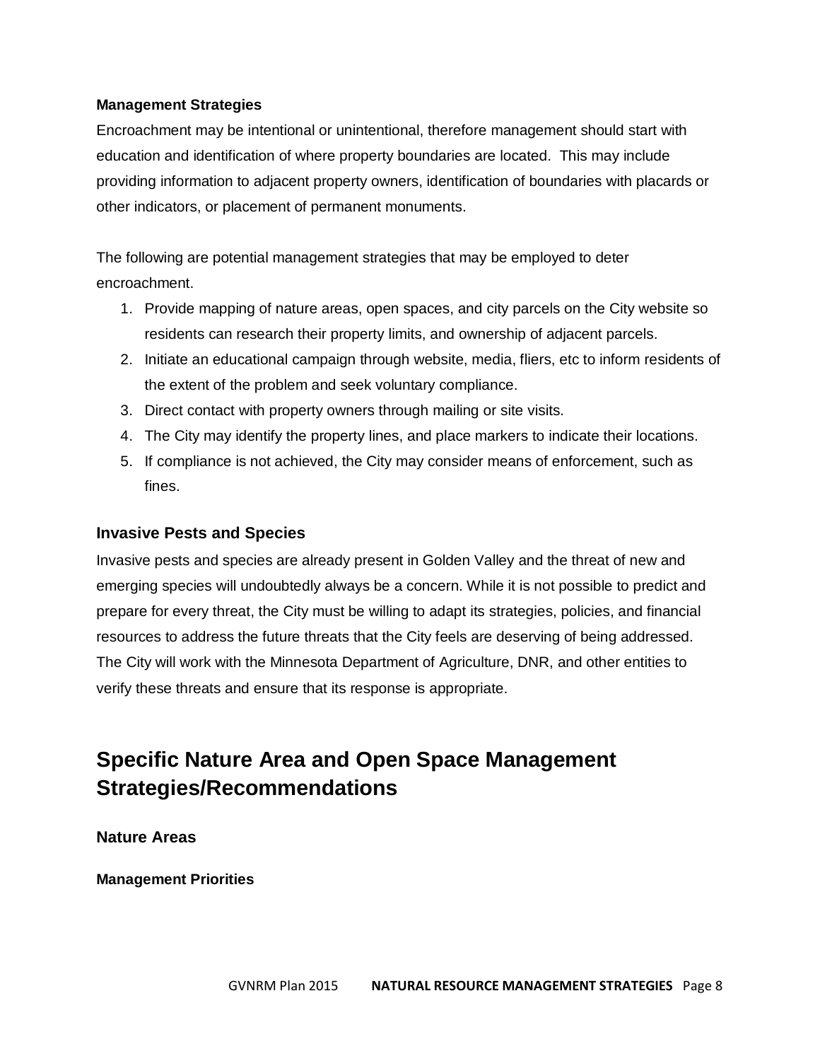#### Management Strategies

Encroachment may be intentional or unintentional, therefore management should start with education and identification of where property boundaries are located. This may include providing information to adjacent property owners, identification of boundaries with placards or other indicators, or placement of permanent monuments.

The following are potential management strategies that may be employed to deter encroachment.

1. Provide mapping of nature areas, open spaces, and city parcels on the City website so residents can research their property limits, and ownership of adjacent parcels.
2. Initiate an educational campaign through website, media, fliers, etc to inform residents of the extent of the problem and seek voluntary compliance.
3. Direct contact with property owners through mailing or site visits.
4. The City may identify the property lines, and place markers to indicate their locations.
5. If compliance is not achieved, the City may consider means of enforcement, such as fines.

### Invasive Pests and Species

Invasive pests and species are already present in Golden Valley and the threat of new and emerging species will undoubtedly always be a concern. While it is not possible to predict and prepare for every threat, the City must be willing to adapt its strategies, policies, and financial resources to address the future threats that the City feels are deserving of being addressed. The City will work with the Minnesota Department of Agriculture, DNR, and other entities to verify these threats and ensure that its response is appropriate.

## Specific Nature Area and Open Space Management Strategies/Recommendations

### Nature Areas

#### Management Priorities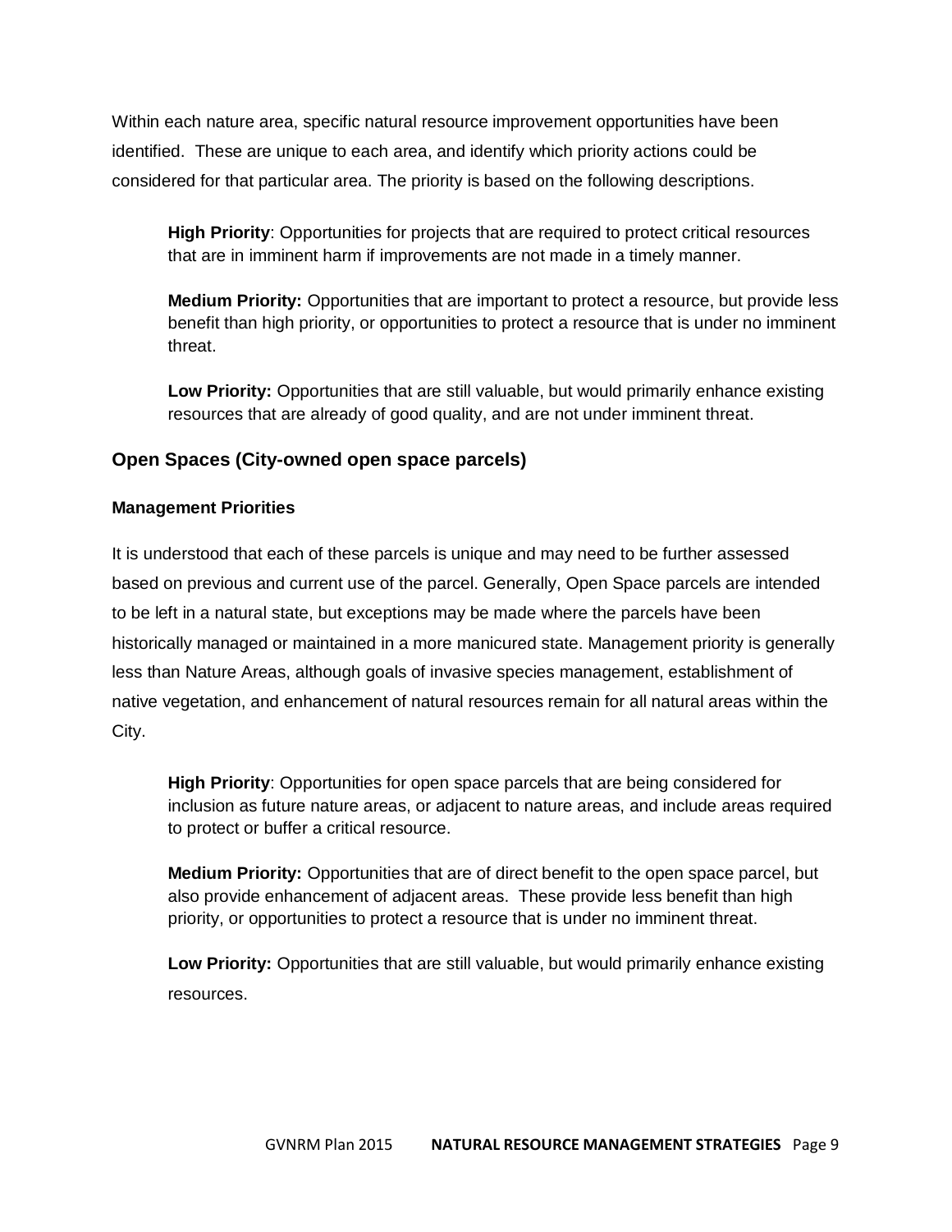Within each nature area, specific natural resource improvement opportunities have been identified. These are unique to each area, and identify which priority actions could be considered for that particular area. The priority is based on the following descriptions.

**High Priority**: Opportunities for projects that are required to protect critical resources that are in imminent harm if improvements are not made in a timely manner.

**Medium Priority:** Opportunities that are important to protect a resource, but provide less benefit than high priority, or opportunities to protect a resource that is under no imminent threat.

**Low Priority:** Opportunities that are still valuable, but would primarily enhance existing resources that are already of good quality, and are not under imminent threat.

## Open Spaces (City-owned open space parcels)

### Management Priorities

It is understood that each of these parcels is unique and may need to be further assessed based on previous and current use of the parcel. Generally, Open Space parcels are intended to be left in a natural state, but exceptions may be made where the parcels have been historically managed or maintained in a more manicured state. Management priority is generally less than Nature Areas, although goals of invasive species management, establishment of native vegetation, and enhancement of natural resources remain for all natural areas within the City.

**High Priority**: Opportunities for open space parcels that are being considered for inclusion as future nature areas, or adjacent to nature areas, and include areas required to protect or buffer a critical resource.

**Medium Priority:** Opportunities that are of direct benefit to the open space parcel, but also provide enhancement of adjacent areas. These provide less benefit than high priority, or opportunities to protect a resource that is under no imminent threat.

**Low Priority:** Opportunities that are still valuable, but would primarily enhance existing resources.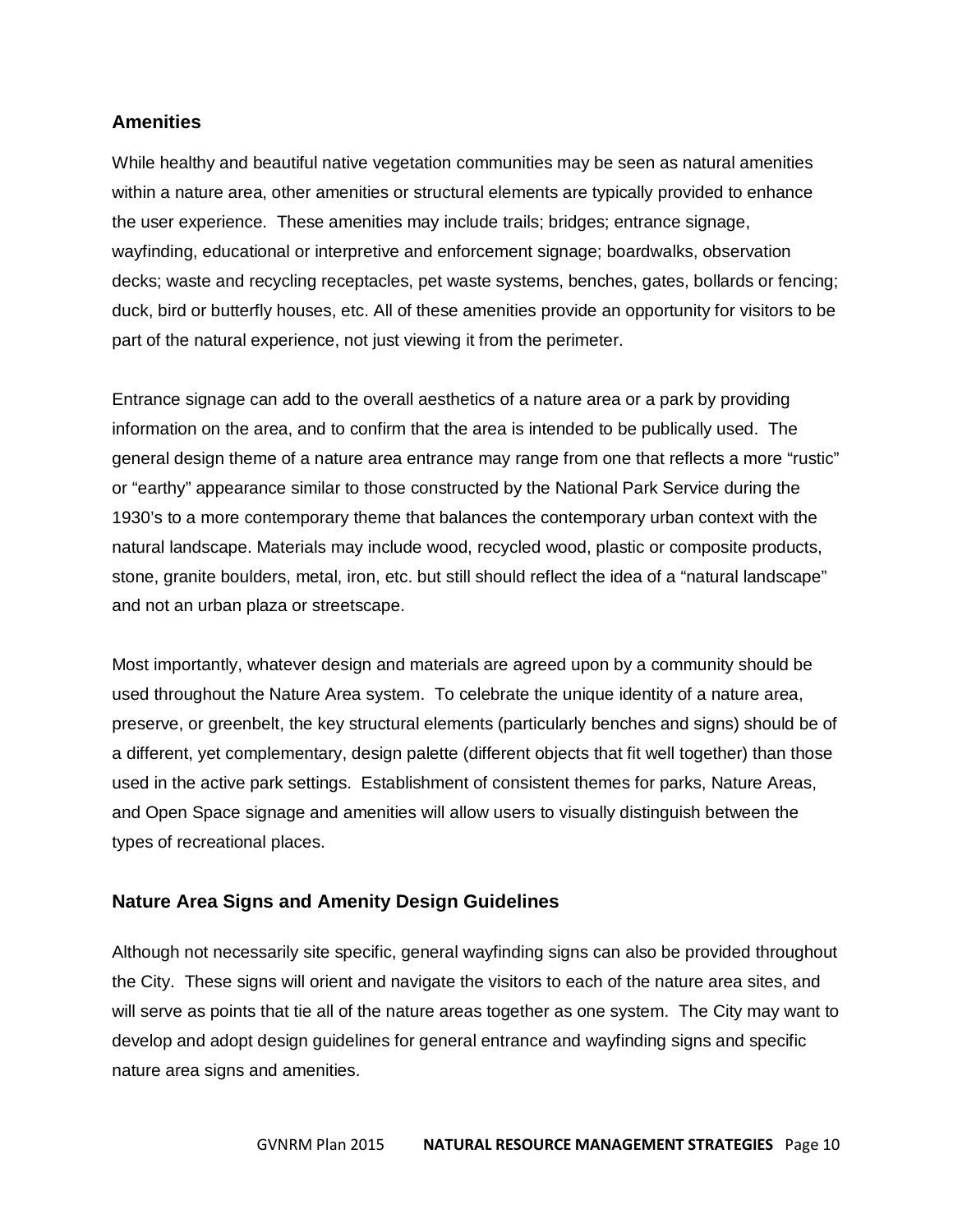## Amenities

While healthy and beautiful native vegetation communities may be seen as natural amenities within a nature area, other amenities or structural elements are typically provided to enhance the user experience. These amenities may include trails; bridges; entrance signage, wayfinding, educational or interpretive and enforcement signage; boardwalks, observation decks; waste and recycling receptacles, pet waste systems, benches, gates, bollards or fencing; duck, bird or butterfly houses, etc. All of these amenities provide an opportunity for visitors to be part of the natural experience, not just viewing it from the perimeter.

Entrance signage can add to the overall aesthetics of a nature area or a park by providing information on the area, and to confirm that the area is intended to be publically used. The general design theme of a nature area entrance may range from one that reflects a more “rustic” or “earthy” appearance similar to those constructed by the National Park Service during the 1930’s to a more contemporary theme that balances the contemporary urban context with the natural landscape. Materials may include wood, recycled wood, plastic or composite products, stone, granite boulders, metal, iron, etc. but still should reflect the idea of a “natural landscape” and not an urban plaza or streetscape.

Most importantly, whatever design and materials are agreed upon by a community should be used throughout the Nature Area system. To celebrate the unique identity of a nature area, preserve, or greenbelt, the key structural elements (particularly benches and signs) should be of a different, yet complementary, design palette (different objects that fit well together) than those used in the active park settings. Establishment of consistent themes for parks, Nature Areas, and Open Space signage and amenities will allow users to visually distinguish between the types of recreational places.

## Nature Area Signs and Amenity Design Guidelines

Although not necessarily site specific, general wayfinding signs can also be provided throughout the City. These signs will orient and navigate the visitors to each of the nature area sites, and will serve as points that tie all of the nature areas together as one system. The City may want to develop and adopt design guidelines for general entrance and wayfinding signs and specific nature area signs and amenities.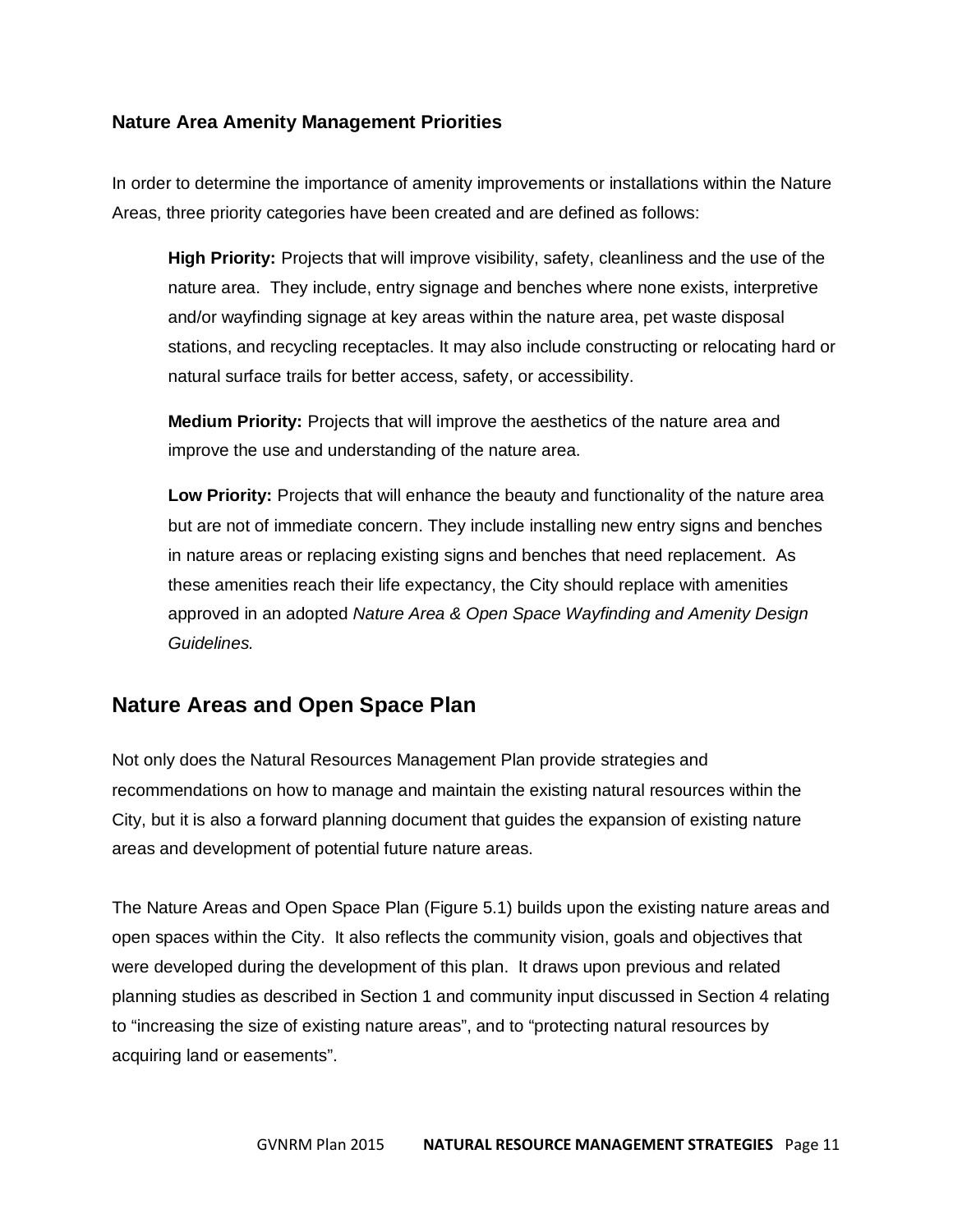### Nature Area Amenity Management Priorities

In order to determine the importance of amenity improvements or installations within the Nature Areas, three priority categories have been created and are defined as follows:

> **High Priority:** Projects that will improve visibility, safety, cleanliness and the use of the nature area. They include, entry signage and benches where none exists, interpretive and/or wayfinding signage at key areas within the nature area, pet waste disposal stations, and recycling receptacles. It may also include constructing or relocating hard or natural surface trails for better access, safety, or accessibility.
>
> **Medium Priority:** Projects that will improve the aesthetics of the nature area and improve the use and understanding of the nature area.
>
> **Low Priority:** Projects that will enhance the beauty and functionality of the nature area but are not of immediate concern. They include installing new entry signs and benches in nature areas or replacing existing signs and benches that need replacement. As these amenities reach their life expectancy, the City should replace with amenities approved in an adopted *Nature Area & Open Space Wayfinding and Amenity Design Guidelines.*

## Nature Areas and Open Space Plan

Not only does the Natural Resources Management Plan provide strategies and recommendations on how to manage and maintain the existing natural resources within the City, but it is also a forward planning document that guides the expansion of existing nature areas and development of potential future nature areas.

The Nature Areas and Open Space Plan (Figure 5.1) builds upon the existing nature areas and open spaces within the City. It also reflects the community vision, goals and objectives that were developed during the development of this plan. It draws upon previous and related planning studies as described in Section 1 and community input discussed in Section 4 relating to "increasing the size of existing nature areas", and to "protecting natural resources by acquiring land or easements".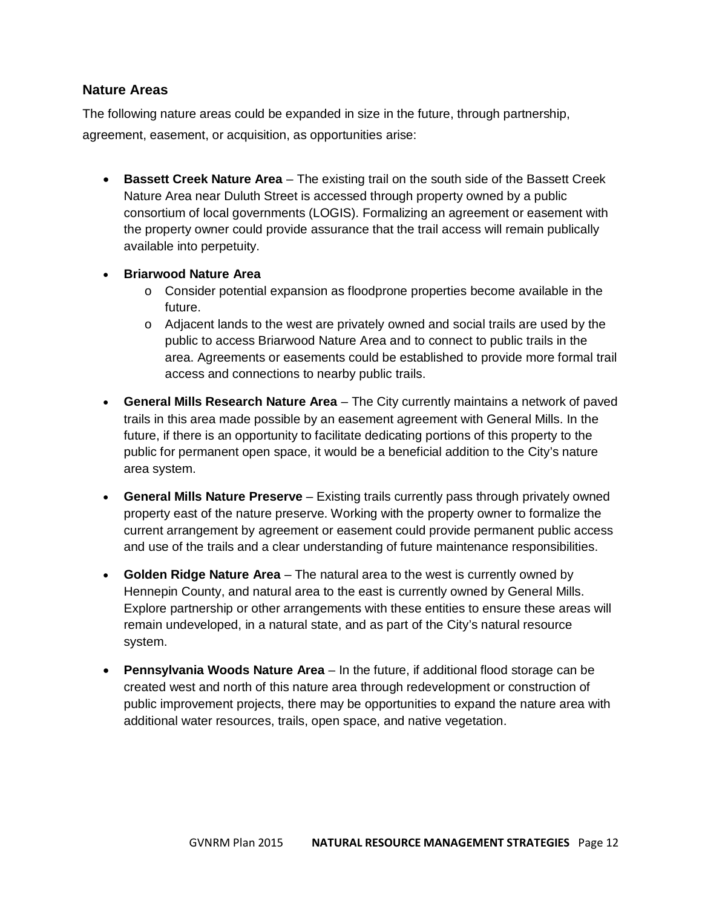## Nature Areas

The following nature areas could be expanded in size in the future, through partnership, agreement, easement, or acquisition, as opportunities arise:

- **Bassett Creek Nature Area** – The existing trail on the south side of the Bassett Creek Nature Area near Duluth Street is accessed through property owned by a public consortium of local governments (LOGIS). Formalizing an agreement or easement with the property owner could provide assurance that the trail access will remain publically available into perpetuity.
- **Briarwood Nature Area**
  - Consider potential expansion as floodprone properties become available in the future.
  - Adjacent lands to the west are privately owned and social trails are used by the public to access Briarwood Nature Area and to connect to public trails in the area. Agreements or easements could be established to provide more formal trail access and connections to nearby public trails.
- **General Mills Research Nature Area** – The City currently maintains a network of paved trails in this area made possible by an easement agreement with General Mills. In the future, if there is an opportunity to facilitate dedicating portions of this property to the public for permanent open space, it would be a beneficial addition to the City's nature area system.
- **General Mills Nature Preserve** – Existing trails currently pass through privately owned property east of the nature preserve. Working with the property owner to formalize the current arrangement by agreement or easement could provide permanent public access and use of the trails and a clear understanding of future maintenance responsibilities.
- **Golden Ridge Nature Area** – The natural area to the west is currently owned by Hennepin County, and natural area to the east is currently owned by General Mills. Explore partnership or other arrangements with these entities to ensure these areas will remain undeveloped, in a natural state, and as part of the City's natural resource system.
- **Pennsylvania Woods Nature Area** – In the future, if additional flood storage can be created west and north of this nature area through redevelopment or construction of public improvement projects, there may be opportunities to expand the nature area with additional water resources, trails, open space, and native vegetation.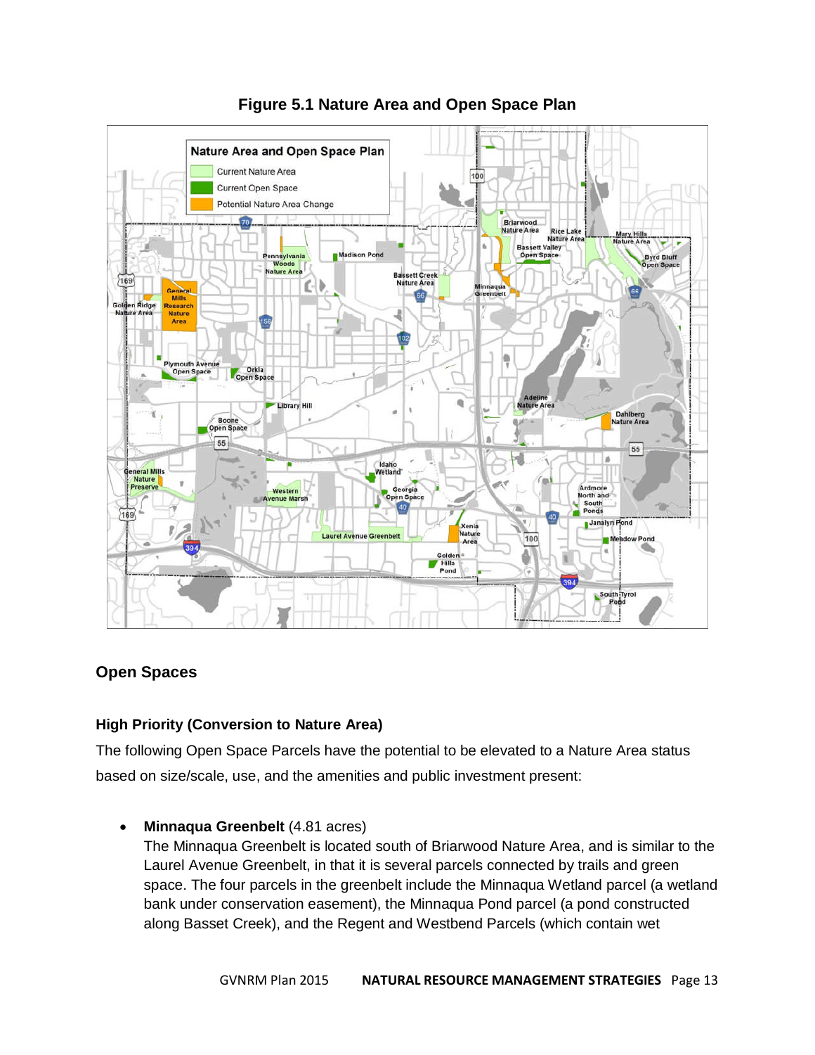**Figure 5.1 Nature Area and Open Space Plan**

## Open Spaces

### High Priority (Conversion to Nature Area)

The following Open Space Parcels have the potential to be elevated to a Nature Area status based on size/scale, use, and the amenities and public investment present:

- **Minnaqua Greenbelt** (4.81 acres)
  The Minnaqua Greenbelt is located south of Briarwood Nature Area, and is similar to the Laurel Avenue Greenbelt, in that it is several parcels connected by trails and green space. The four parcels in the greenbelt include the Minnaqua Wetland parcel (a wetland bank under conservation easement), the Minnaqua Pond parcel (a pond constructed along Basset Creek), and the Regent and Westbend Parcels (which contain wet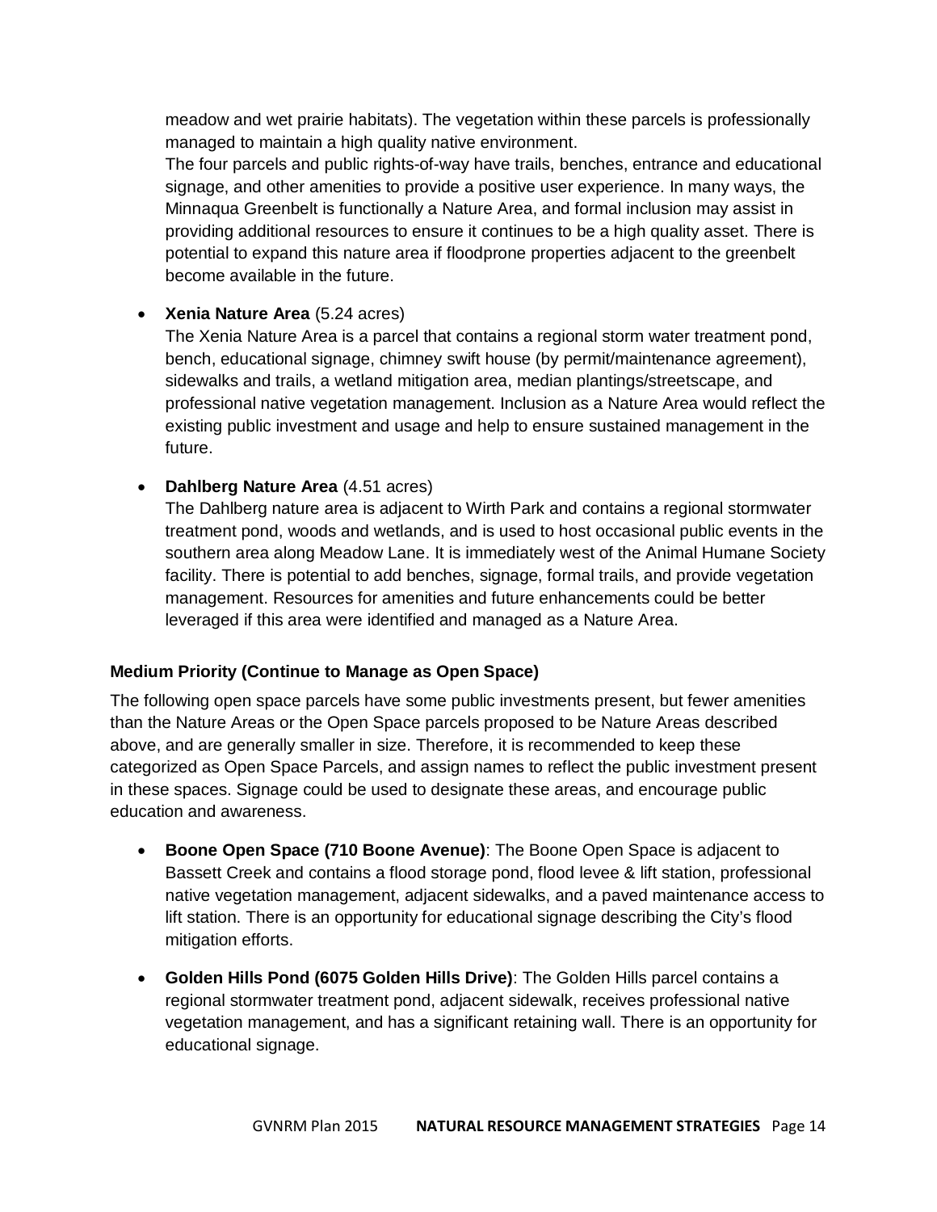meadow and wet prairie habitats). The vegetation within these parcels is professionally managed to maintain a high quality native environment.

The four parcels and public rights-of-way have trails, benches, entrance and educational signage, and other amenities to provide a positive user experience. In many ways, the Minnaqua Greenbelt is functionally a Nature Area, and formal inclusion may assist in providing additional resources to ensure it continues to be a high quality asset. There is potential to expand this nature area if floodprone properties adjacent to the greenbelt become available in the future.

- **Xenia Nature Area** (5.24 acres)
  The Xenia Nature Area is a parcel that contains a regional storm water treatment pond, bench, educational signage, chimney swift house (by permit/maintenance agreement), sidewalks and trails, a wetland mitigation area, median plantings/streetscape, and professional native vegetation management. Inclusion as a Nature Area would reflect the existing public investment and usage and help to ensure sustained management in the future.

- **Dahlberg Nature Area** (4.51 acres)
  The Dahlberg nature area is adjacent to Wirth Park and contains a regional stormwater treatment pond, woods and wetlands, and is used to host occasional public events in the southern area along Meadow Lane. It is immediately west of the Animal Humane Society facility. There is potential to add benches, signage, formal trails, and provide vegetation management. Resources for amenities and future enhancements could be better leveraged if this area were identified and managed as a Nature Area.

#### Medium Priority (Continue to Manage as Open Space)

The following open space parcels have some public investments present, but fewer amenities than the Nature Areas or the Open Space parcels proposed to be Nature Areas described above, and are generally smaller in size. Therefore, it is recommended to keep these categorized as Open Space Parcels, and assign names to reflect the public investment present in these spaces. Signage could be used to designate these areas, and encourage public education and awareness.

- **Boone Open Space (710 Boone Avenue)**: The Boone Open Space is adjacent to Bassett Creek and contains a flood storage pond, flood levee & lift station, professional native vegetation management, adjacent sidewalks, and a paved maintenance access to lift station. There is an opportunity for educational signage describing the City's flood mitigation efforts.

- **Golden Hills Pond (6075 Golden Hills Drive)**: The Golden Hills parcel contains a regional stormwater treatment pond, adjacent sidewalk, receives professional native vegetation management, and has a significant retaining wall. There is an opportunity for educational signage.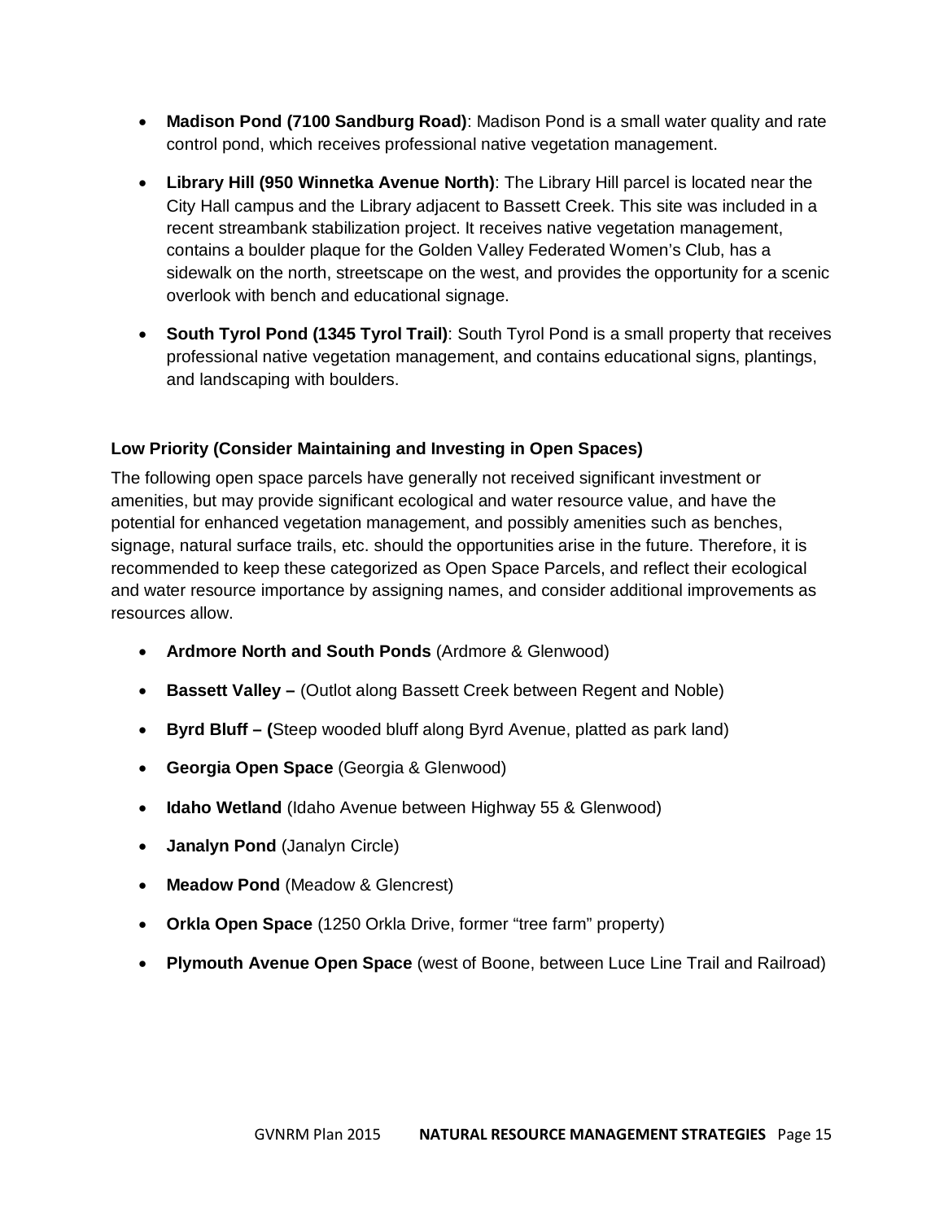- **Madison Pond (7100 Sandburg Road)**: Madison Pond is a small water quality and rate control pond, which receives professional native vegetation management.

- **Library Hill (950 Winnetka Avenue North)**: The Library Hill parcel is located near the City Hall campus and the Library adjacent to Bassett Creek. This site was included in a recent streambank stabilization project. It receives native vegetation management, contains a boulder plaque for the Golden Valley Federated Women's Club, has a sidewalk on the north, streetscape on the west, and provides the opportunity for a scenic overlook with bench and educational signage.

- **South Tyrol Pond (1345 Tyrol Trail)**: South Tyrol Pond is a small property that receives professional native vegetation management, and contains educational signs, plantings, and landscaping with boulders.

#### Low Priority (Consider Maintaining and Investing in Open Spaces)

The following open space parcels have generally not received significant investment or amenities, but may provide significant ecological and water resource value, and have the potential for enhanced vegetation management, and possibly amenities such as benches, signage, natural surface trails, etc. should the opportunities arise in the future. Therefore, it is recommended to keep these categorized as Open Space Parcels, and reflect their ecological and water resource importance by assigning names, and consider additional improvements as resources allow.

- **Ardmore North and South Ponds** (Ardmore & Glenwood)
- **Bassett Valley –** (Outlot along Bassett Creek between Regent and Noble)
- **Byrd Bluff – (**Steep wooded bluff along Byrd Avenue, platted as park land)
- **Georgia Open Space** (Georgia & Glenwood)
- **Idaho Wetland** (Idaho Avenue between Highway 55 & Glenwood)
- **Janalyn Pond** (Janalyn Circle)
- **Meadow Pond** (Meadow & Glencrest)
- **Orkla Open Space** (1250 Orkla Drive, former "tree farm" property)
- **Plymouth Avenue Open Space** (west of Boone, between Luce Line Trail and Railroad)